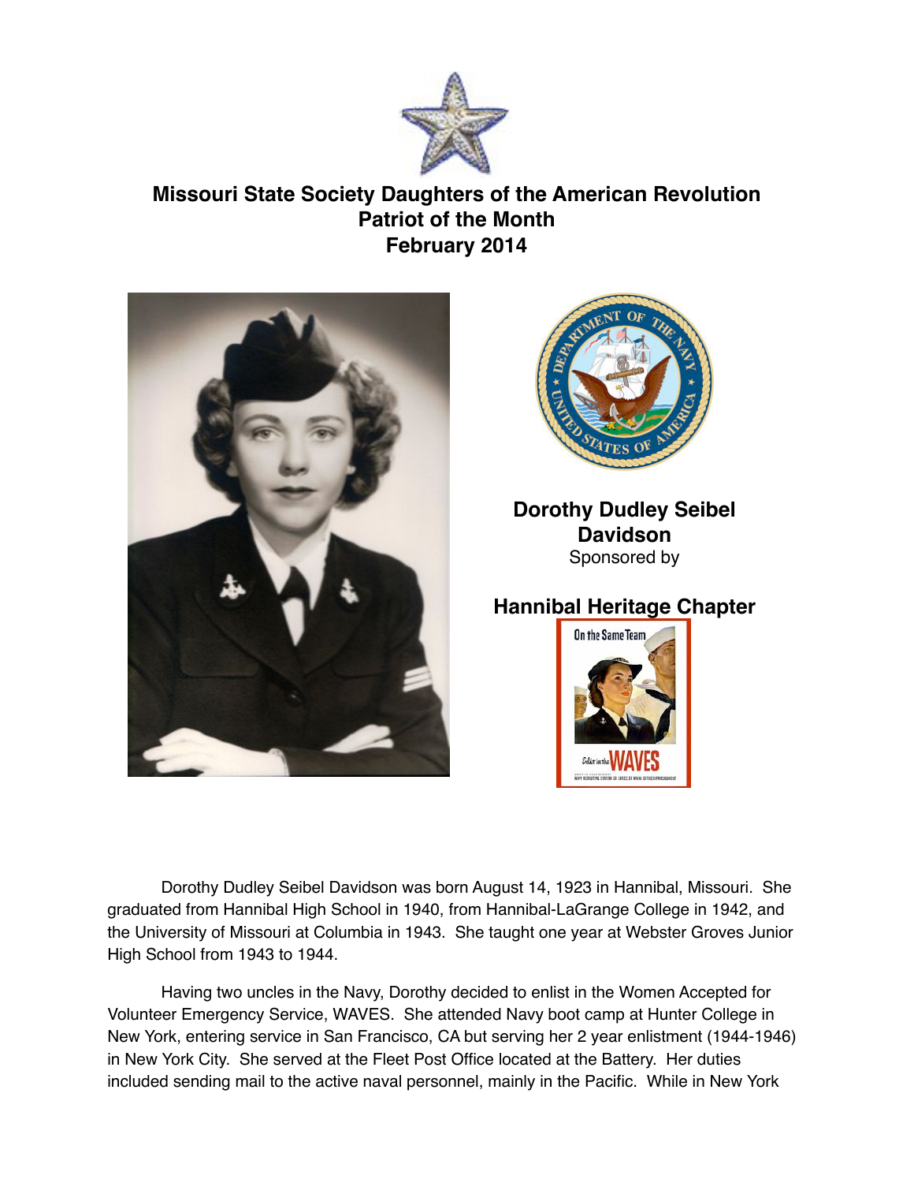# Missouri State Society Daughters of the American Revolution
## Patriot of the Month
## February 2014

**Dorothy Dudley Seibel Davidson**

Sponsored by

**Hannibal Heritage Chapter**

Dorothy Dudley Seibel Davidson was born August 14, 1923 in Hannibal, Missouri. She graduated from Hannibal High School in 1940, from Hannibal-LaGrange College in 1942, and the University of Missouri at Columbia in 1943. She taught one year at Webster Groves Junior High School from 1943 to 1944.

Having two uncles in the Navy, Dorothy decided to enlist in the Women Accepted for Volunteer Emergency Service, WAVES. She attended Navy boot camp at Hunter College in New York, entering service in San Francisco, CA but serving her 2 year enlistment (1944-1946) in New York City. She served at the Fleet Post Office located at the Battery. Her duties included sending mail to the active naval personnel, mainly in the Pacific. While in New York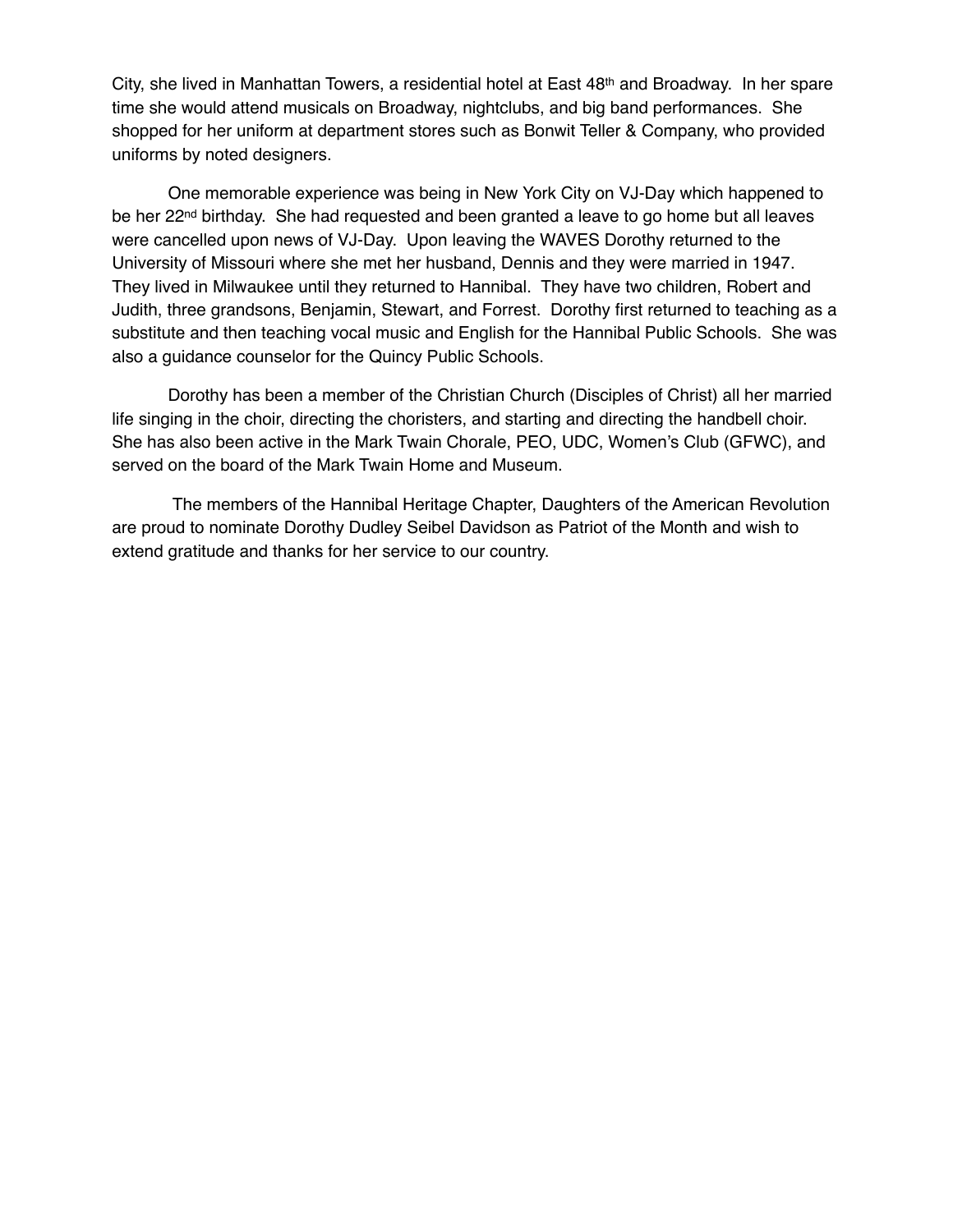City, she lived in Manhattan Towers, a residential hotel at East 48th and Broadway. In her spare time she would attend musicals on Broadway, nightclubs, and big band performances. She shopped for her uniform at department stores such as Bonwit Teller & Company, who provided uniforms by noted designers.

One memorable experience was being in New York City on VJ-Day which happened to be her 22nd birthday. She had requested and been granted a leave to go home but all leaves were cancelled upon news of VJ-Day. Upon leaving the WAVES Dorothy returned to the University of Missouri where she met her husband, Dennis and they were married in 1947. They lived in Milwaukee until they returned to Hannibal. They have two children, Robert and Judith, three grandsons, Benjamin, Stewart, and Forrest. Dorothy first returned to teaching as a substitute and then teaching vocal music and English for the Hannibal Public Schools. She was also a guidance counselor for the Quincy Public Schools.

Dorothy has been a member of the Christian Church (Disciples of Christ) all her married life singing in the choir, directing the choristers, and starting and directing the handbell choir. She has also been active in the Mark Twain Chorale, PEO, UDC, Women's Club (GFWC), and served on the board of the Mark Twain Home and Museum.

The members of the Hannibal Heritage Chapter, Daughters of the American Revolution are proud to nominate Dorothy Dudley Seibel Davidson as Patriot of the Month and wish to extend gratitude and thanks for her service to our country.